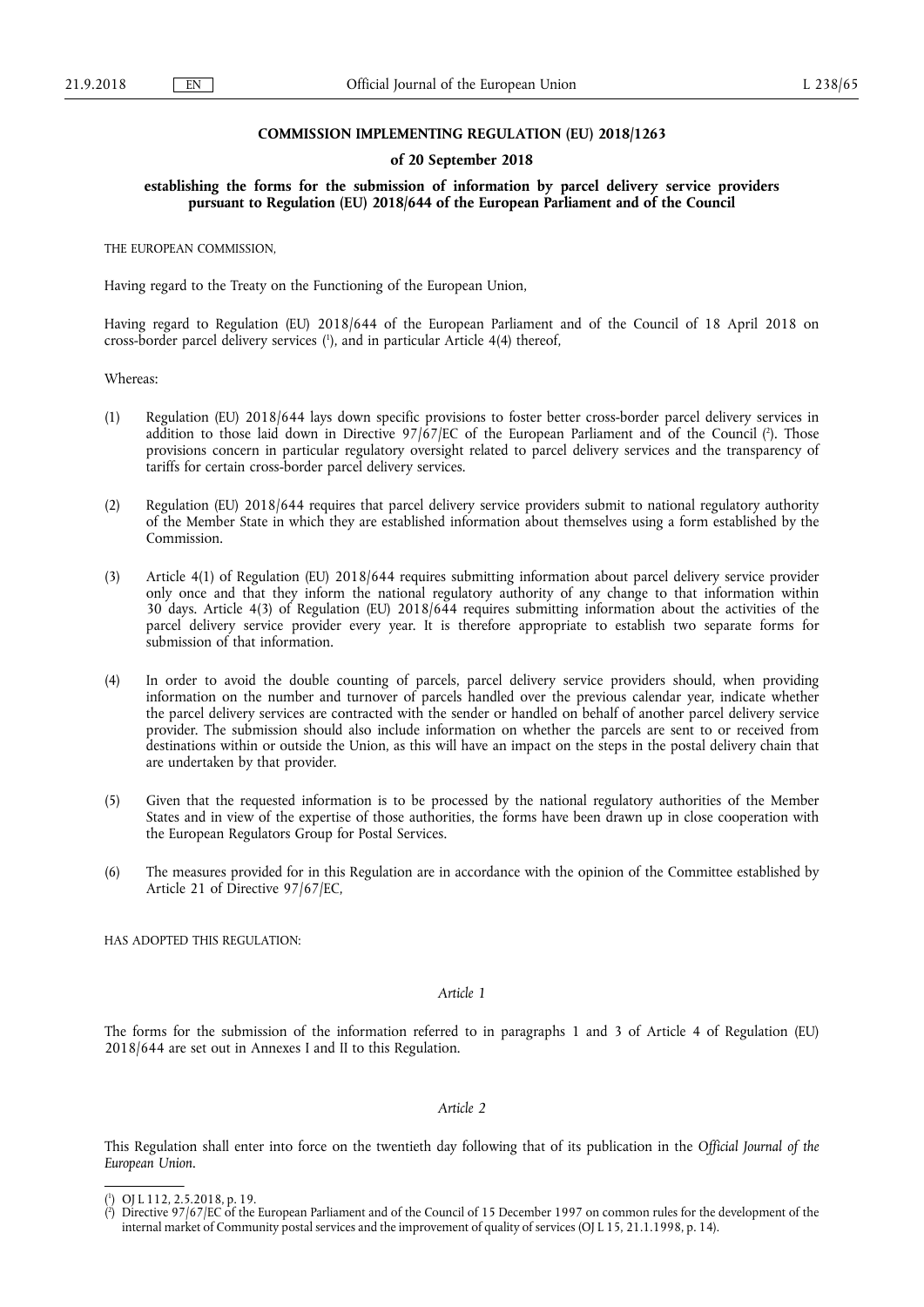# COMMISSION IMPLEMENTING REGULATION (EU) 2018/1263

## of 20 September 2018

## establishing the forms for the submission of information by parcel delivery service providers pursuant to Regulation (EU) 2018/644 of the European Parliament and of the Council

THE EUROPEAN COMMISSION,

Having regard to the Treaty on the Functioning of the European Union,

Having regard to Regulation (EU) 2018/644 of the European Parliament and of the Council of 18 April 2018 on cross-border parcel delivery services ([1]), and in particular Article 4(4) thereof,

Whereas:

(1) Regulation (EU) 2018/644 lays down specific provisions to foster better cross-border parcel delivery services in addition to those laid down in Directive 97/67/EC of the European Parliament and of the Council ([2]). Those provisions concern in particular regulatory oversight related to parcel delivery services and the transparency of tariffs for certain cross-border parcel delivery services.

(2) Regulation (EU) 2018/644 requires that parcel delivery service providers submit to national regulatory authority of the Member State in which they are established information about themselves using a form established by the Commission.

(3) Article 4(1) of Regulation (EU) 2018/644 requires submitting information about parcel delivery service provider only once and that they inform the national regulatory authority of any change to that information within 30 days. Article 4(3) of Regulation (EU) 2018/644 requires submitting information about the activities of the parcel delivery service provider every year. It is therefore appropriate to establish two separate forms for submission of that information.

(4) In order to avoid the double counting of parcels, parcel delivery service providers should, when providing information on the number and turnover of parcels handled over the previous calendar year, indicate whether the parcel delivery services are contracted with the sender or handled on behalf of another parcel delivery service provider. The submission should also include information on whether the parcels are sent to or received from destinations within or outside the Union, as this will have an impact on the steps in the postal delivery chain that are undertaken by that provider.

(5) Given that the requested information is to be processed by the national regulatory authorities of the Member States and in view of the expertise of those authorities, the forms have been drawn up in close cooperation with the European Regulators Group for Postal Services.

(6) The measures provided for in this Regulation are in accordance with the opinion of the Committee established by Article 21 of Directive 97/67/EC,

HAS ADOPTED THIS REGULATION:

*Article 1*

The forms for the submission of the information referred to in paragraphs 1 and 3 of Article 4 of Regulation (EU) 2018/644 are set out in Annexes I and II to this Regulation.

*Article 2*

This Regulation shall enter into force on the twentieth day following that of its publication in the *Official Journal of the European Union*.

---

([1]) OJ L 112, 2.5.2018, p. 19.

([2]) Directive 97/67/EC of the European Parliament and of the Council of 15 December 1997 on common rules for the development of the internal market of Community postal services and the improvement of quality of services (OJ L 15, 21.1.1998, p. 14).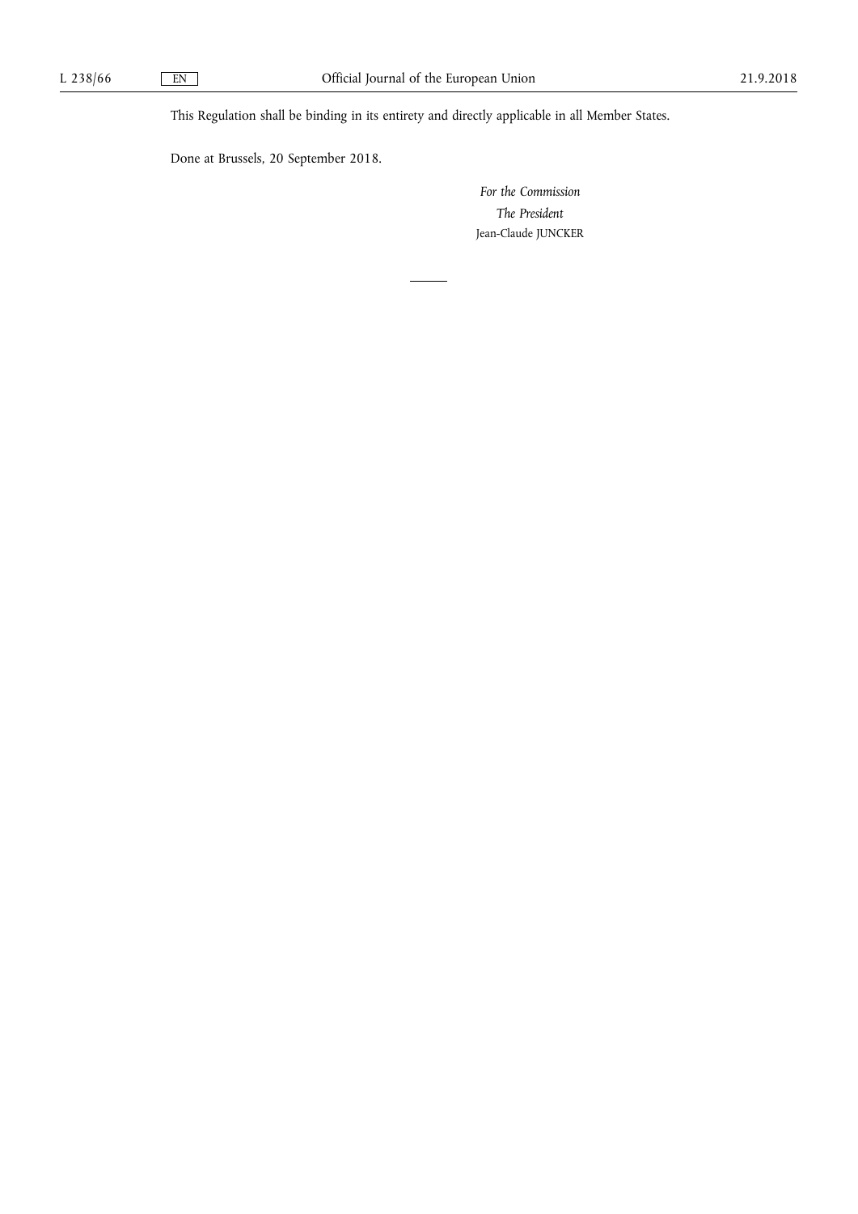This Regulation shall be binding in its entirety and directly applicable in all Member States.

Done at Brussels, 20 September 2018.

*For the Commission*

*The President*

Jean-Claude JUNCKER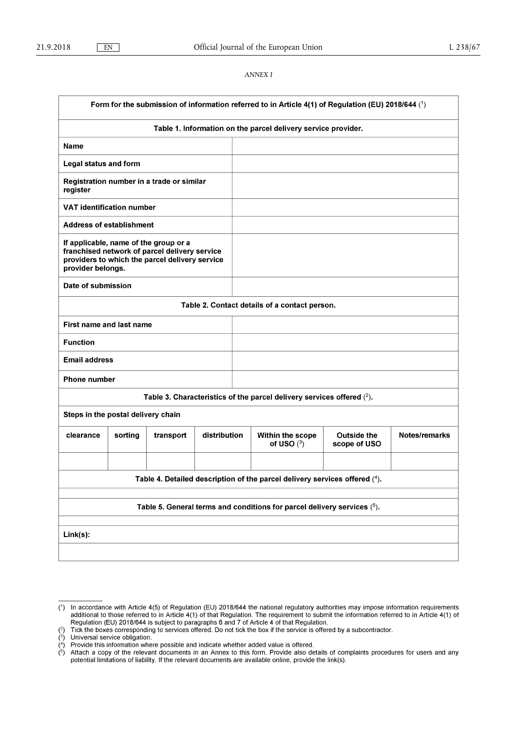*ANNEX I*

**Form for the submission of information referred to in Article 4(1) of Regulation (EU) 2018/644** (1)

| **Table 1. Information on the parcel delivery service provider.** | |
|---|---|
| **Name** | |
| **Legal status and form** | |
| **Registration number in a trade or similar register** | |
| **VAT identification number** | |
| **Address of establishment** | |
| **If applicable, name of the group or a franchised network of parcel delivery service providers to which the parcel delivery service provider belongs.** | |
| **Date of submission** | |

| **Table 2. Contact details of a contact person.** | |
|---|---|
| **First name and last name** | |
| **Function** | |
| **Email address** | |
| **Phone number** | |

**Table 3. Characteristics of the parcel delivery services offered** (2).

| **Steps in the postal delivery chain** | | | | | | |
|---|---|---|---|---|---|---|
| **clearance** | **sorting** | **transport** | **distribution** | **Within the scope of USO** (3) | **Outside the scope of USO** | **Notes/remarks** |
| | | | | | | |

**Table 4. Detailed description of the parcel delivery services offered** (4).

**Table 5. General terms and conditions for parcel delivery services** (5).

**Link(s):**

---

(1) In accordance with Article 4(5) of Regulation (EU) 2018/644 the national regulatory authorities may impose information requirements additional to those referred to in Article 4(1) of that Regulation. The requirement to submit the information referred to in Article 4(1) of Regulation (EU) 2018/644 is subject to paragraphs 6 and 7 of Article 4 of that Regulation.

(2) Tick the boxes corresponding to services offered. Do not tick the box if the service is offered by a subcontractor.

(3) Universal service obligation.

(4) Provide this information where possible and indicate whether added value is offered.

(5) Attach a copy of the relevant documents in an Annex to this form. Provide also details of complaints procedures for users and any potential limitations of liability. If the relevant documents are available online, provide the link(s).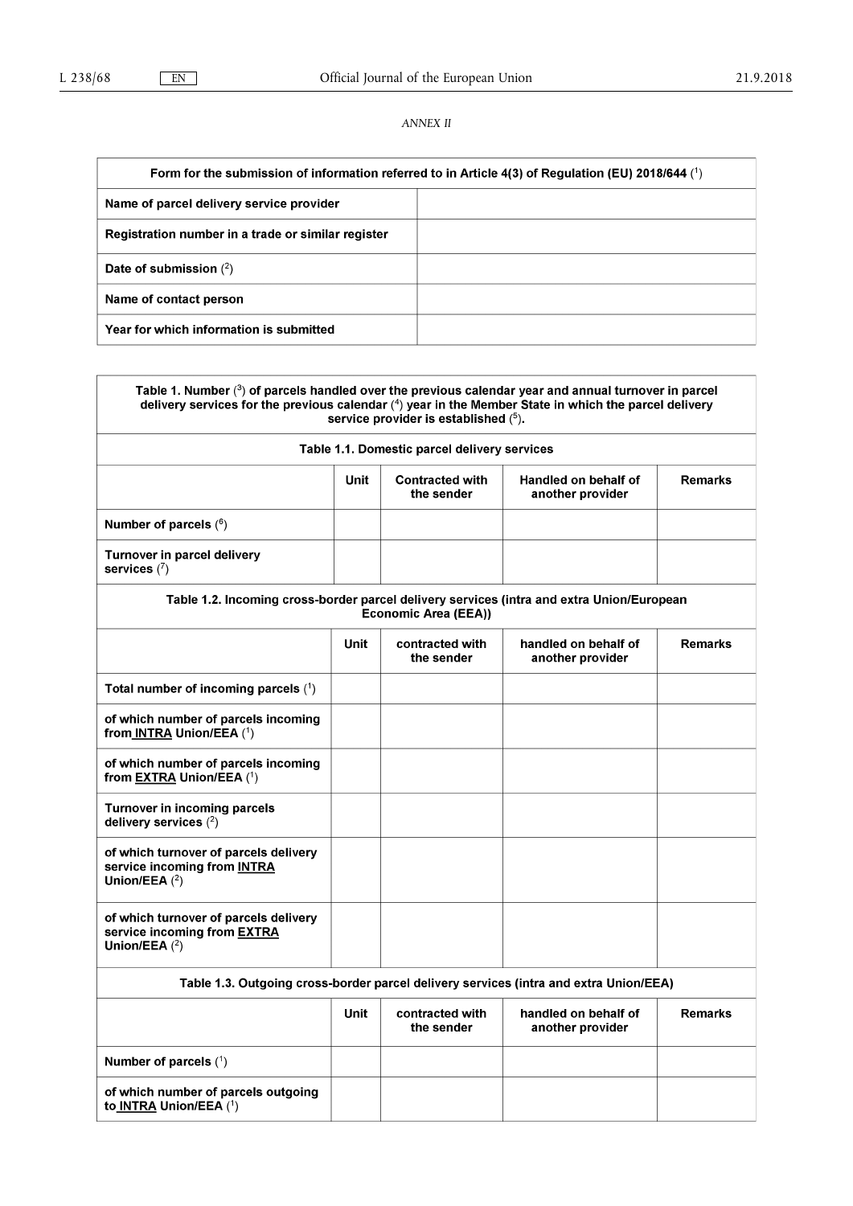*ANNEX II*

| Form for the submission of information referred to in Article 4(3) of Regulation (EU) 2018/644 [1] | |
|---|---|
| **Name of parcel delivery service provider** | |
| **Registration number in a trade or similar register** | |
| **Date of submission** [2] | |
| **Name of contact person** | |
| **Year for which information is submitted** | |

| Table 1. Number [3] of parcels handled over the previous calendar year and annual turnover in parcel delivery services for the previous calendar [4] year in the Member State in which the parcel delivery service provider is established [5]. | | | | |
|---|---|---|---|---|
| **Table 1.1. Domestic parcel delivery services** | | | | |
| | **Unit** | **Contracted with the sender** | **Handled on behalf of another provider** | **Remarks** |
| **Number of parcels** [6] | | | | |
| **Turnover in parcel delivery services** [7] | | | | |
| **Table 1.2. Incoming cross-border parcel delivery services (intra and extra Union/European Economic Area (EEA))** | | | | |
| | **Unit** | **contracted with the sender** | **handled on behalf of another provider** | **Remarks** |
| **Total number of incoming parcels** [1] | | | | |
| **of which number of parcels incoming from INTRA Union/EEA** [1] | | | | |
| **of which number of parcels incoming from EXTRA Union/EEA** [1] | | | | |
| **Turnover in incoming parcels delivery services** [2] | | | | |
| **of which turnover of parcels delivery service incoming from INTRA Union/EEA** [2] | | | | |
| **of which turnover of parcels delivery service incoming from EXTRA Union/EEA** [2] | | | | |
| **Table 1.3. Outgoing cross-border parcel delivery services (intra and extra Union/EEA)** | | | | |
| | **Unit** | **contracted with the sender** | **handled on behalf of another provider** | **Remarks** |
| **Number of parcels** [1] | | | | |
| **of which number of parcels outgoing to INTRA Union/EEA** [1] | | | | |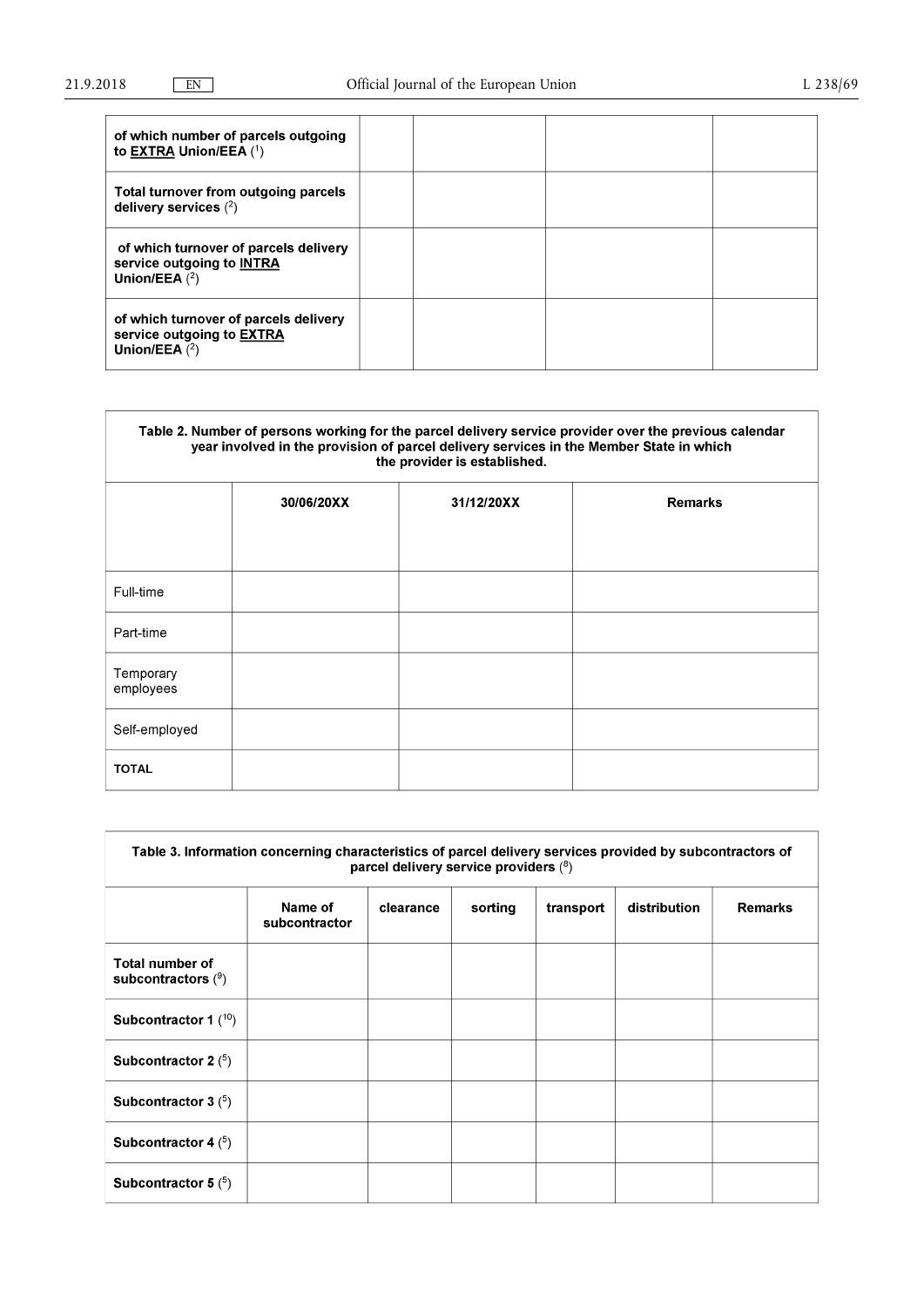| | | | | |
|---|---|---|---|---|
| **of which number of parcels outgoing to EXTRA Union/EEA** (1) | | | | |
| **Total turnover from outgoing parcels delivery services** (2) | | | | |
| **of which turnover of parcels delivery service outgoing to INTRA Union/EEA** (2) | | | | |
| **of which turnover of parcels delivery service outgoing to EXTRA Union/EEA** (2) | | | | |

**Table 2. Number of persons working for the parcel delivery service provider over the previous calendar year involved in the provision of parcel delivery services in the Member State in which the provider is established.**

| | 30/06/20XX | 31/12/20XX | Remarks |
|---|---|---|---|
| Full-time | | | |
| Part-time | | | |
| Temporary employees | | | |
| Self-employed | | | |
| TOTAL | | | |

**Table 3. Information concerning characteristics of parcel delivery services provided by subcontractors of parcel delivery service providers** (8)

| | Name of subcontractor | clearance | sorting | transport | distribution | Remarks |
|---|---|---|---|---|---|---|
| **Total number of subcontractors** (9) | | | | | | |
| **Subcontractor 1** (10) | | | | | | |
| **Subcontractor 2** (5) | | | | | | |
| **Subcontractor 3** (5) | | | | | | |
| **Subcontractor 4** (5) | | | | | | |
| **Subcontractor 5** (5) | | | | | | |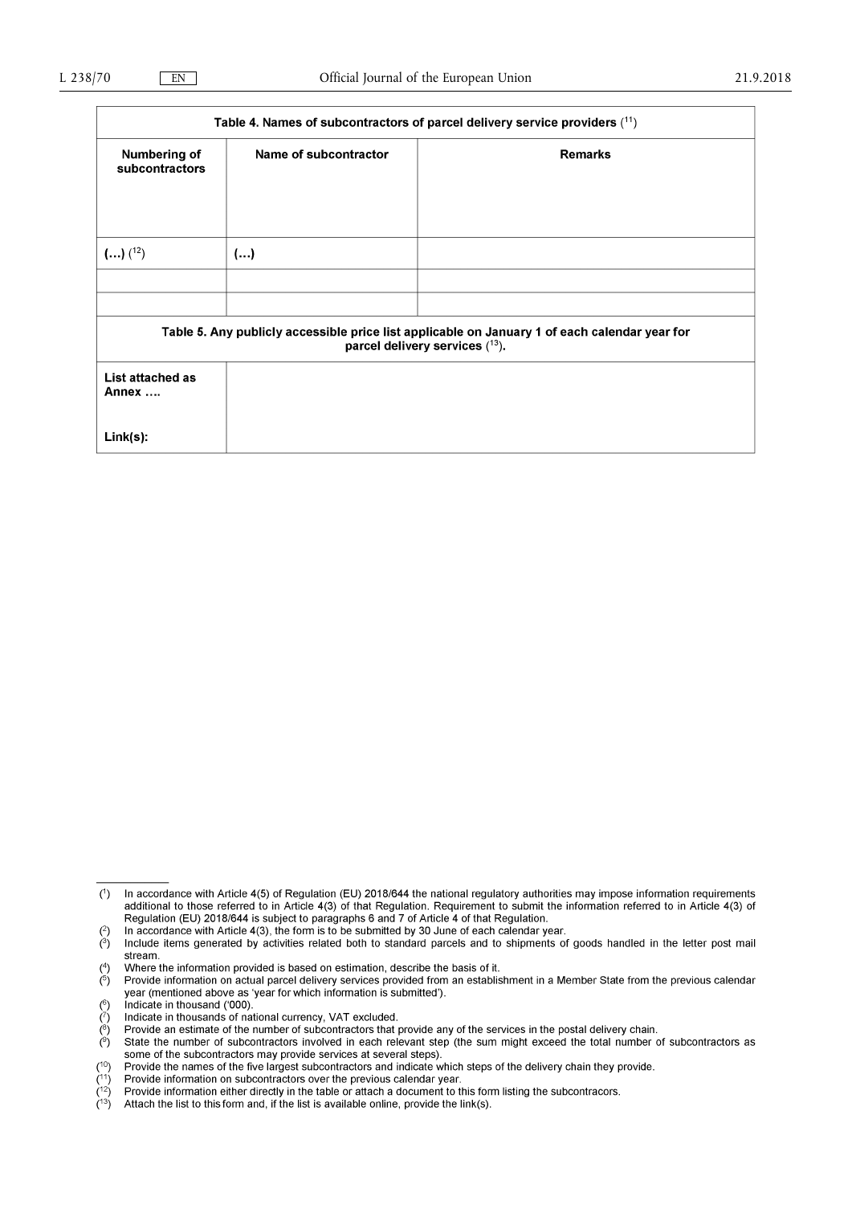| Table 4. Names of subcontractors of parcel delivery service providers [11] | | |
|---|---|---|
| **Numbering of subcontractors** | **Name of subcontractor** | **Remarks** |
| **(…)** [12] | **(…)** | |
| | | |
| | | |

| Table 5. Any publicly accessible price list applicable on January 1 of each calendar year for parcel delivery services [13]. | |
|---|---|
| **List attached as Annex ….** <br><br> **Link(s):** | |

---

(1) In accordance with Article 4(5) of Regulation (EU) 2018/644 the national regulatory authorities may impose information requirements additional to those referred to in Article 4(3) of that Regulation. Requirement to submit the information referred to in Article 4(3) of Regulation (EU) 2018/644 is subject to paragraphs 6 and 7 of Article 4 of that Regulation.

(2) In accordance with Article 4(3), the form is to be submitted by 30 June of each calendar year.

(3) Include items generated by activities related both to standard parcels and to shipments of goods handled in the letter post mail stream.

(4) Where the information provided is based on estimation, describe the basis of it.

(5) Provide information on actual parcel delivery services provided from an establishment in a Member State from the previous calendar year (mentioned above as 'year for which information is submitted').

(6) Indicate in thousand ('000).

(7) Indicate in thousands of national currency, VAT excluded.

(8) Provide an estimate of the number of subcontractors that provide any of the services in the postal delivery chain.

(9) State the number of subcontractors involved in each relevant step (the sum might exceed the total number of subcontractors as some of the subcontractors may provide services at several steps).

(10) Provide the names of the five largest subcontractors and indicate which steps of the delivery chain they provide.

(11) Provide information on subcontractors over the previous calendar year.

(12) Provide information either directly in the table or attach a document to this form listing the subcontracors.

(13) Attach the list to this form and, if the list is available online, provide the link(s).